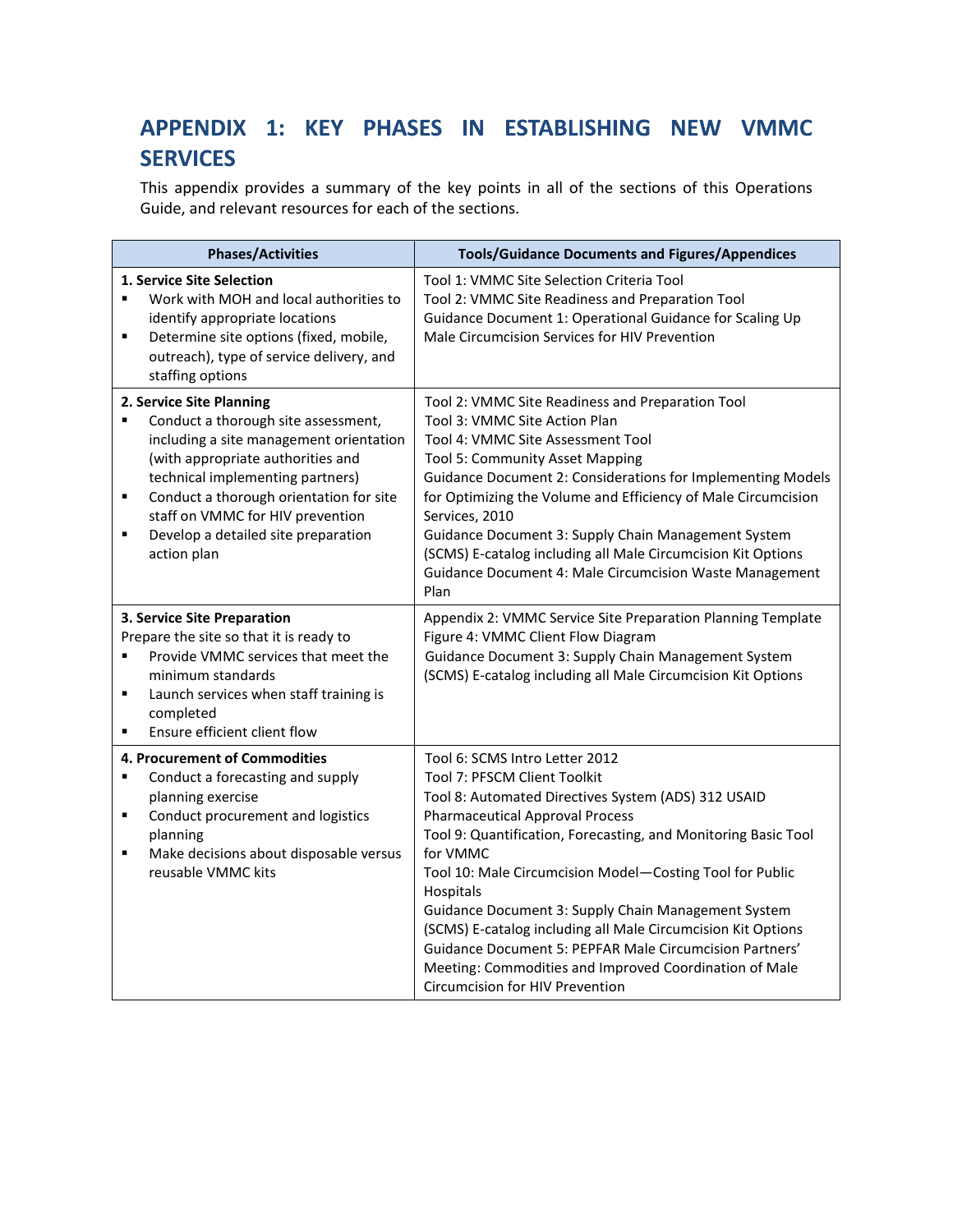# APPENDIX 1: KEY PHASES IN ESTABLISHING NEW VMMC SERVICES

This appendix provides a summary of the key points in all of the sections of this Operations Guide, and relevant resources for each of the sections.

| Phases/Activities | Tools/Guidance Documents and Figures/Appendices |
|---|---|
| **1. Service Site Selection**<br>▪ Work with MOH and local authorities to identify appropriate locations<br>▪ Determine site options (fixed, mobile, outreach), type of service delivery, and staffing options | Tool 1: VMMC Site Selection Criteria Tool<br>Tool 2: VMMC Site Readiness and Preparation Tool<br>Guidance Document 1: Operational Guidance for Scaling Up Male Circumcision Services for HIV Prevention |
| **2. Service Site Planning**<br>▪ Conduct a thorough site assessment, including a site management orientation (with appropriate authorities and technical implementing partners)<br>▪ Conduct a thorough orientation for site staff on VMMC for HIV prevention<br>▪ Develop a detailed site preparation action plan | Tool 2: VMMC Site Readiness and Preparation Tool<br>Tool 3: VMMC Site Action Plan<br>Tool 4: VMMC Site Assessment Tool<br>Tool 5: Community Asset Mapping<br>Guidance Document 2: Considerations for Implementing Models for Optimizing the Volume and Efficiency of Male Circumcision Services, 2010<br>Guidance Document 3: Supply Chain Management System (SCMS) E-catalog including all Male Circumcision Kit Options<br>Guidance Document 4: Male Circumcision Waste Management Plan |
| **3. Service Site Preparation**<br>Prepare the site so that it is ready to<br>▪ Provide VMMC services that meet the minimum standards<br>▪ Launch services when staff training is completed<br>▪ Ensure efficient client flow | Appendix 2: VMMC Service Site Preparation Planning Template<br>Figure 4: VMMC Client Flow Diagram<br>Guidance Document 3: Supply Chain Management System (SCMS) E-catalog including all Male Circumcision Kit Options |
| **4. Procurement of Commodities**<br>▪ Conduct a forecasting and supply planning exercise<br>▪ Conduct procurement and logistics planning<br>▪ Make decisions about disposable versus reusable VMMC kits | Tool 6: SCMS Intro Letter 2012<br>Tool 7: PFSCM Client Toolkit<br>Tool 8: Automated Directives System (ADS) 312 USAID Pharmaceutical Approval Process<br>Tool 9: Quantification, Forecasting, and Monitoring Basic Tool for VMMC<br>Tool 10: Male Circumcision Model—Costing Tool for Public Hospitals<br>Guidance Document 3: Supply Chain Management System (SCMS) E-catalog including all Male Circumcision Kit Options<br>Guidance Document 5: PEPFAR Male Circumcision Partners' Meeting: Commodities and Improved Coordination of Male Circumcision for HIV Prevention |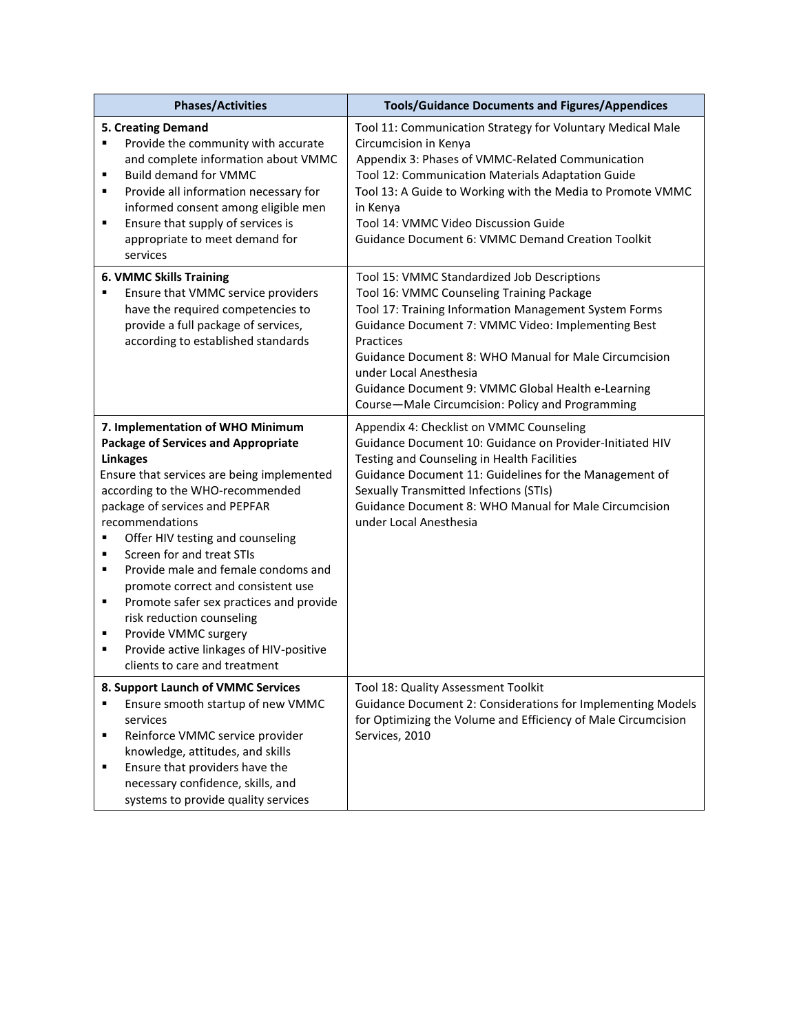| Phases/Activities | Tools/Guidance Documents and Figures/Appendices |
|---|---|
| **5. Creating Demand**<br>▪ Provide the community with accurate and complete information about VMMC<br>▪ Build demand for VMMC<br>▪ Provide all information necessary for informed consent among eligible men<br>▪ Ensure that supply of services is appropriate to meet demand for services | Tool 11: Communication Strategy for Voluntary Medical Male Circumcision in Kenya<br>Appendix 3: Phases of VMMC-Related Communication<br>Tool 12: Communication Materials Adaptation Guide<br>Tool 13: A Guide to Working with the Media to Promote VMMC in Kenya<br>Tool 14: VMMC Video Discussion Guide<br>Guidance Document 6: VMMC Demand Creation Toolkit |
| **6. VMMC Skills Training**<br>▪ Ensure that VMMC service providers have the required competencies to provide a full package of services, according to established standards | Tool 15: VMMC Standardized Job Descriptions<br>Tool 16: VMMC Counseling Training Package<br>Tool 17: Training Information Management System Forms<br>Guidance Document 7: VMMC Video: Implementing Best Practices<br>Guidance Document 8: WHO Manual for Male Circumcision under Local Anesthesia<br>Guidance Document 9: VMMC Global Health e-Learning Course—Male Circumcision: Policy and Programming |
| **7. Implementation of WHO Minimum Package of Services and Appropriate Linkages**<br>Ensure that services are being implemented according to the WHO-recommended package of services and PEPFAR recommendations<br>▪ Offer HIV testing and counseling<br>▪ Screen for and treat STIs<br>▪ Provide male and female condoms and promote correct and consistent use<br>▪ Promote safer sex practices and provide risk reduction counseling<br>▪ Provide VMMC surgery<br>▪ Provide active linkages of HIV-positive clients to care and treatment | Appendix 4: Checklist on VMMC Counseling<br>Guidance Document 10: Guidance on Provider-Initiated HIV Testing and Counseling in Health Facilities<br>Guidance Document 11: Guidelines for the Management of Sexually Transmitted Infections (STIs)<br>Guidance Document 8: WHO Manual for Male Circumcision under Local Anesthesia |
| **8. Support Launch of VMMC Services**<br>▪ Ensure smooth startup of new VMMC services<br>▪ Reinforce VMMC service provider knowledge, attitudes, and skills<br>▪ Ensure that providers have the necessary confidence, skills, and systems to provide quality services | Tool 18: Quality Assessment Toolkit<br>Guidance Document 2: Considerations for Implementing Models for Optimizing the Volume and Efficiency of Male Circumcision Services, 2010 |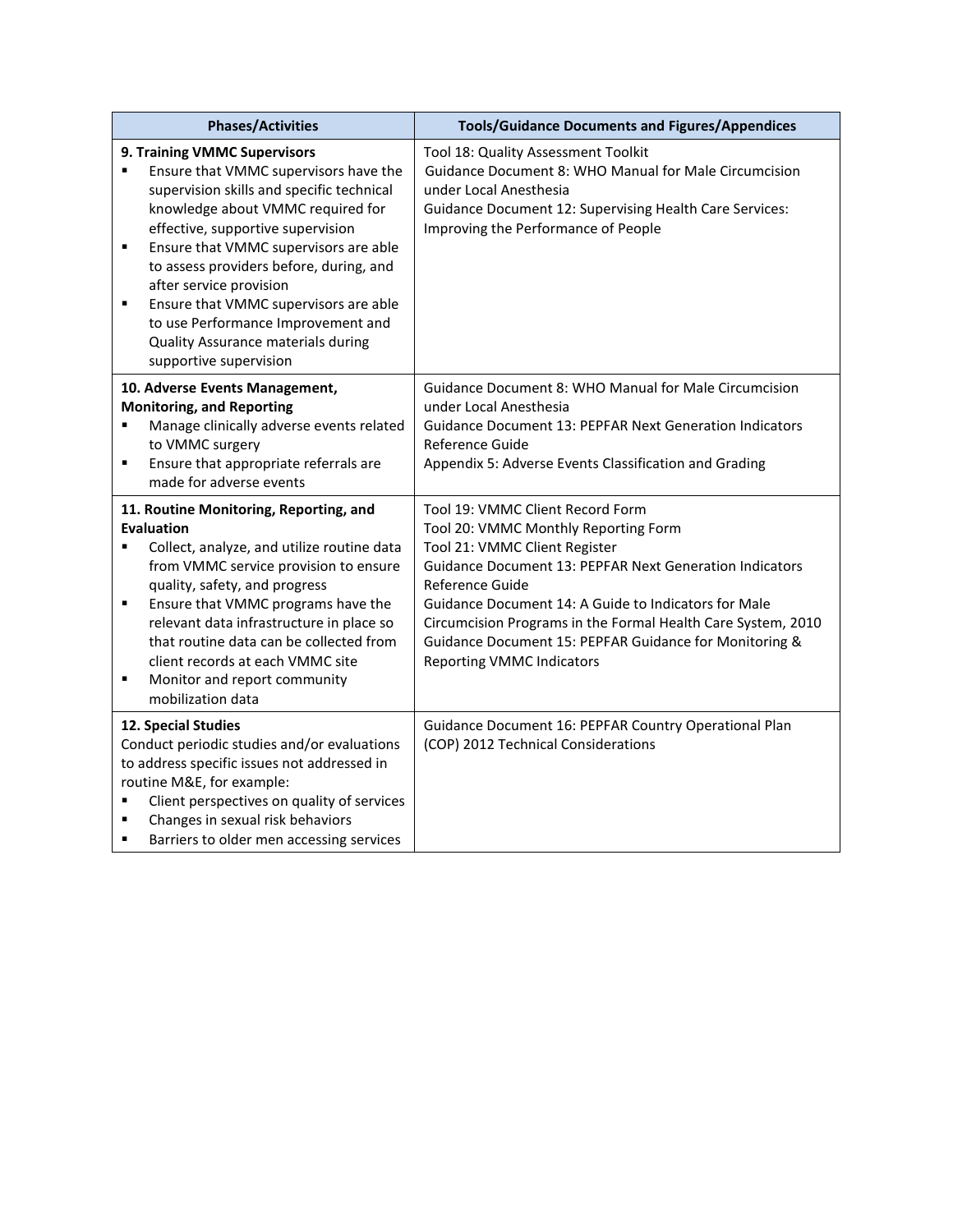| Phases/Activities | Tools/Guidance Documents and Figures/Appendices |
|---|---|
| **9. Training VMMC Supervisors**<br>▪ Ensure that VMMC supervisors have the supervision skills and specific technical knowledge about VMMC required for effective, supportive supervision<br>▪ Ensure that VMMC supervisors are able to assess providers before, during, and after service provision<br>▪ Ensure that VMMC supervisors are able to use Performance Improvement and Quality Assurance materials during supportive supervision | Tool 18: Quality Assessment Toolkit<br>Guidance Document 8: WHO Manual for Male Circumcision under Local Anesthesia<br>Guidance Document 12: Supervising Health Care Services: Improving the Performance of People |
| **10. Adverse Events Management, Monitoring, and Reporting**<br>▪ Manage clinically adverse events related to VMMC surgery<br>▪ Ensure that appropriate referrals are made for adverse events | Guidance Document 8: WHO Manual for Male Circumcision under Local Anesthesia<br>Guidance Document 13: PEPFAR Next Generation Indicators Reference Guide<br>Appendix 5: Adverse Events Classification and Grading |
| **11. Routine Monitoring, Reporting, and Evaluation**<br>▪ Collect, analyze, and utilize routine data from VMMC service provision to ensure quality, safety, and progress<br>▪ Ensure that VMMC programs have the relevant data infrastructure in place so that routine data can be collected from client records at each VMMC site<br>▪ Monitor and report community mobilization data | Tool 19: VMMC Client Record Form<br>Tool 20: VMMC Monthly Reporting Form<br>Tool 21: VMMC Client Register<br>Guidance Document 13: PEPFAR Next Generation Indicators Reference Guide<br>Guidance Document 14: A Guide to Indicators for Male Circumcision Programs in the Formal Health Care System, 2010<br>Guidance Document 15: PEPFAR Guidance for Monitoring & Reporting VMMC Indicators |
| **12. Special Studies**<br>Conduct periodic studies and/or evaluations to address specific issues not addressed in routine M&E, for example:<br>▪ Client perspectives on quality of services<br>▪ Changes in sexual risk behaviors<br>▪ Barriers to older men accessing services | Guidance Document 16: PEPFAR Country Operational Plan (COP) 2012 Technical Considerations |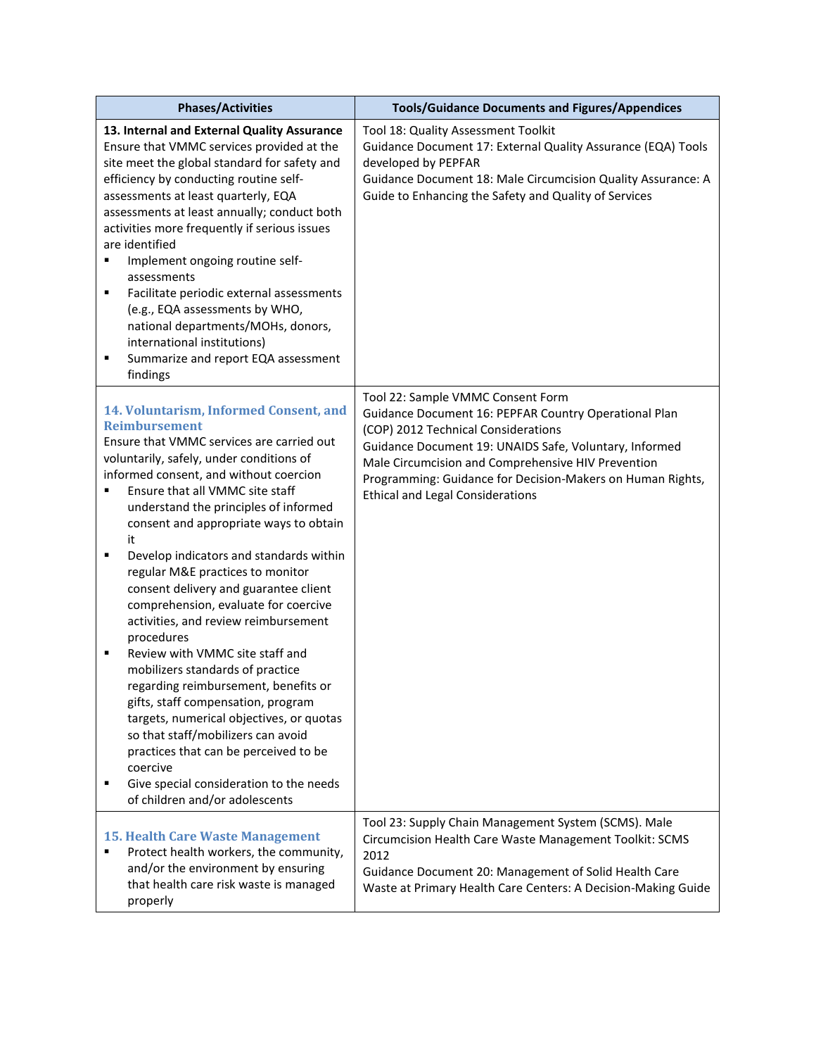| Phases/Activities | Tools/Guidance Documents and Figures/Appendices |
|---|---|
| **13. Internal and External Quality Assurance**<br>Ensure that VMMC services provided at the site meet the global standard for safety and efficiency by conducting routine self-assessments at least quarterly, EQA assessments at least annually; conduct both activities more frequently if serious issues are identified<br>▪ Implement ongoing routine self-assessments<br>▪ Facilitate periodic external assessments (e.g., EQA assessments by WHO, national departments/MOHs, donors, international institutions)<br>▪ Summarize and report EQA assessment findings | Tool 18: Quality Assessment Toolkit<br>Guidance Document 17: External Quality Assurance (EQA) Tools developed by PEPFAR<br>Guidance Document 18: Male Circumcision Quality Assurance: A Guide to Enhancing the Safety and Quality of Services |
| **14. Voluntarism, Informed Consent, and Reimbursement**<br>Ensure that VMMC services are carried out voluntarily, safely, under conditions of informed consent, and without coercion<br>▪ Ensure that all VMMC site staff understand the principles of informed consent and appropriate ways to obtain it<br>▪ Develop indicators and standards within regular M&E practices to monitor consent delivery and guarantee client comprehension, evaluate for coercive activities, and review reimbursement procedures<br>▪ Review with VMMC site staff and mobilizers standards of practice regarding reimbursement, benefits or gifts, staff compensation, program targets, numerical objectives, or quotas so that staff/mobilizers can avoid practices that can be perceived to be coercive<br>▪ Give special consideration to the needs of children and/or adolescents | Tool 22: Sample VMMC Consent Form<br>Guidance Document 16: PEPFAR Country Operational Plan (COP) 2012 Technical Considerations<br>Guidance Document 19: UNAIDS Safe, Voluntary, Informed Male Circumcision and Comprehensive HIV Prevention Programming: Guidance for Decision-Makers on Human Rights, Ethical and Legal Considerations |
| **15. Health Care Waste Management**<br>▪ Protect health workers, the community, and/or the environment by ensuring that health care risk waste is managed properly | Tool 23: Supply Chain Management System (SCMS). Male Circumcision Health Care Waste Management Toolkit: SCMS 2012<br>Guidance Document 20: Management of Solid Health Care Waste at Primary Health Care Centers: A Decision-Making Guide |